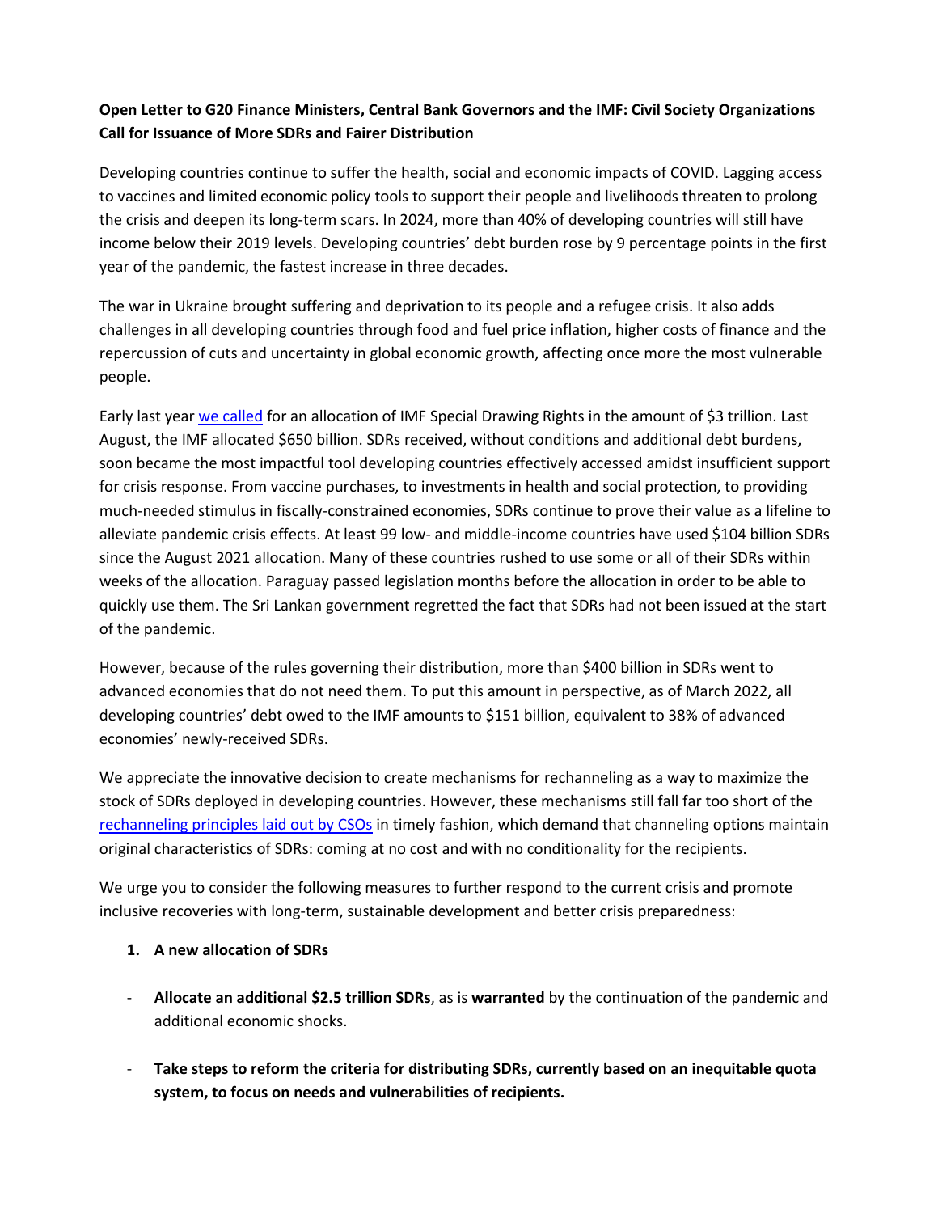**Open Letter to G20 Finance Ministers, Central Bank Governors and the IMF: Civil Society Organizations Call for Issuance of More SDRs and Fairer Distribution**

Developing countries continue to suffer the health, social and economic impacts of COVID. Lagging access to vaccines and limited economic policy tools to support their people and livelihoods threaten to prolong the crisis and deepen its long-term scars. In 2024, more than 40% of developing countries will still have income below their 2019 levels. Developing countries' debt burden rose by 9 percentage points in the first year of the pandemic, the fastest increase in three decades.

The war in Ukraine brought suffering and deprivation to its people and a refugee crisis. It also adds challenges in all developing countries through food and fuel price inflation, higher costs of finance and the repercussion of cuts and uncertainty in global economic growth, affecting once more the most vulnerable people.

Early last year we called for an allocation of IMF Special Drawing Rights in the amount of $3 trillion. Last August, the IMF allocated $650 billion. SDRs received, without conditions and additional debt burdens, soon became the most impactful tool developing countries effectively accessed amidst insufficient support for crisis response. From vaccine purchases, to investments in health and social protection, to providing much-needed stimulus in fiscally-constrained economies, SDRs continue to prove their value as a lifeline to alleviate pandemic crisis effects. At least 99 low- and middle-income countries have used $104 billion SDRs since the August 2021 allocation. Many of these countries rushed to use some or all of their SDRs within weeks of the allocation. Paraguay passed legislation months before the allocation in order to be able to quickly use them. The Sri Lankan government regretted the fact that SDRs had not been issued at the start of the pandemic.

However, because of the rules governing their distribution, more than $400 billion in SDRs went to advanced economies that do not need them. To put this amount in perspective, as of March 2022, all developing countries' debt owed to the IMF amounts to $151 billion, equivalent to 38% of advanced economies' newly-received SDRs.

We appreciate the innovative decision to create mechanisms for rechanneling as a way to maximize the stock of SDRs deployed in developing countries. However, these mechanisms still fall far too short of the rechanneling principles laid out by CSOs in timely fashion, which demand that channeling options maintain original characteristics of SDRs: coming at no cost and with no conditionality for the recipients.

We urge you to consider the following measures to further respond to the current crisis and promote inclusive recoveries with long-term, sustainable development and better crisis preparedness:

1. **A new allocation of SDRs**

- **Allocate an additional $2.5 trillion SDRs**, as is **warranted** by the continuation of the pandemic and additional economic shocks.

- **Take steps to reform the criteria for distributing SDRs, currently based on an inequitable quota system, to focus on needs and vulnerabilities of recipients.**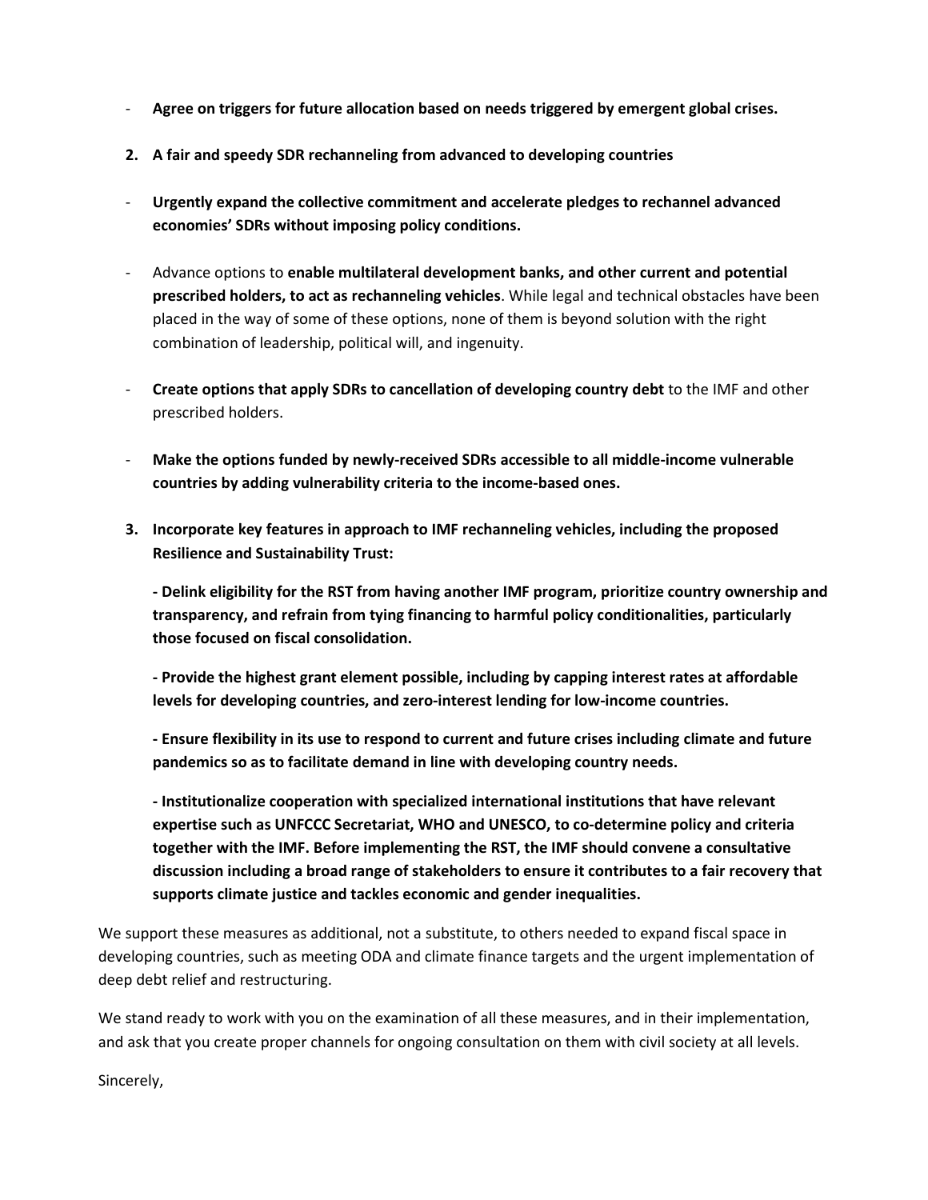- **Agree on triggers for future allocation based on needs triggered by emergent global crises.**

**2. A fair and speedy SDR rechanneling from advanced to developing countries**

- **Urgently expand the collective commitment and accelerate pledges to rechannel advanced economies' SDRs without imposing policy conditions.**

- Advance options to **enable multilateral development banks, and other current and potential prescribed holders, to act as rechanneling vehicles**. While legal and technical obstacles have been placed in the way of some of these options, none of them is beyond solution with the right combination of leadership, political will, and ingenuity.

- **Create options that apply SDRs to cancellation of developing country debt** to the IMF and other prescribed holders.

- **Make the options funded by newly-received SDRs accessible to all middle-income vulnerable countries by adding vulnerability criteria to the income-based ones.**

**3. Incorporate key features in approach to IMF rechanneling vehicles, including the proposed Resilience and Sustainability Trust:**

**- Delink eligibility for the RST from having another IMF program, prioritize country ownership and transparency, and refrain from tying financing to harmful policy conditionalities, particularly those focused on fiscal consolidation.**

**- Provide the highest grant element possible, including by capping interest rates at affordable levels for developing countries, and zero-interest lending for low-income countries.**

**- Ensure flexibility in its use to respond to current and future crises including climate and future pandemics so as to facilitate demand in line with developing country needs.**

**- Institutionalize cooperation with specialized international institutions that have relevant expertise such as UNFCCC Secretariat, WHO and UNESCO, to co-determine policy and criteria together with the IMF. Before implementing the RST, the IMF should convene a consultative discussion including a broad range of stakeholders to ensure it contributes to a fair recovery that supports climate justice and tackles economic and gender inequalities.**

We support these measures as additional, not a substitute, to others needed to expand fiscal space in developing countries, such as meeting ODA and climate finance targets and the urgent implementation of deep debt relief and restructuring.

We stand ready to work with you on the examination of all these measures, and in their implementation, and ask that you create proper channels for ongoing consultation on them with civil society at all levels.

Sincerely,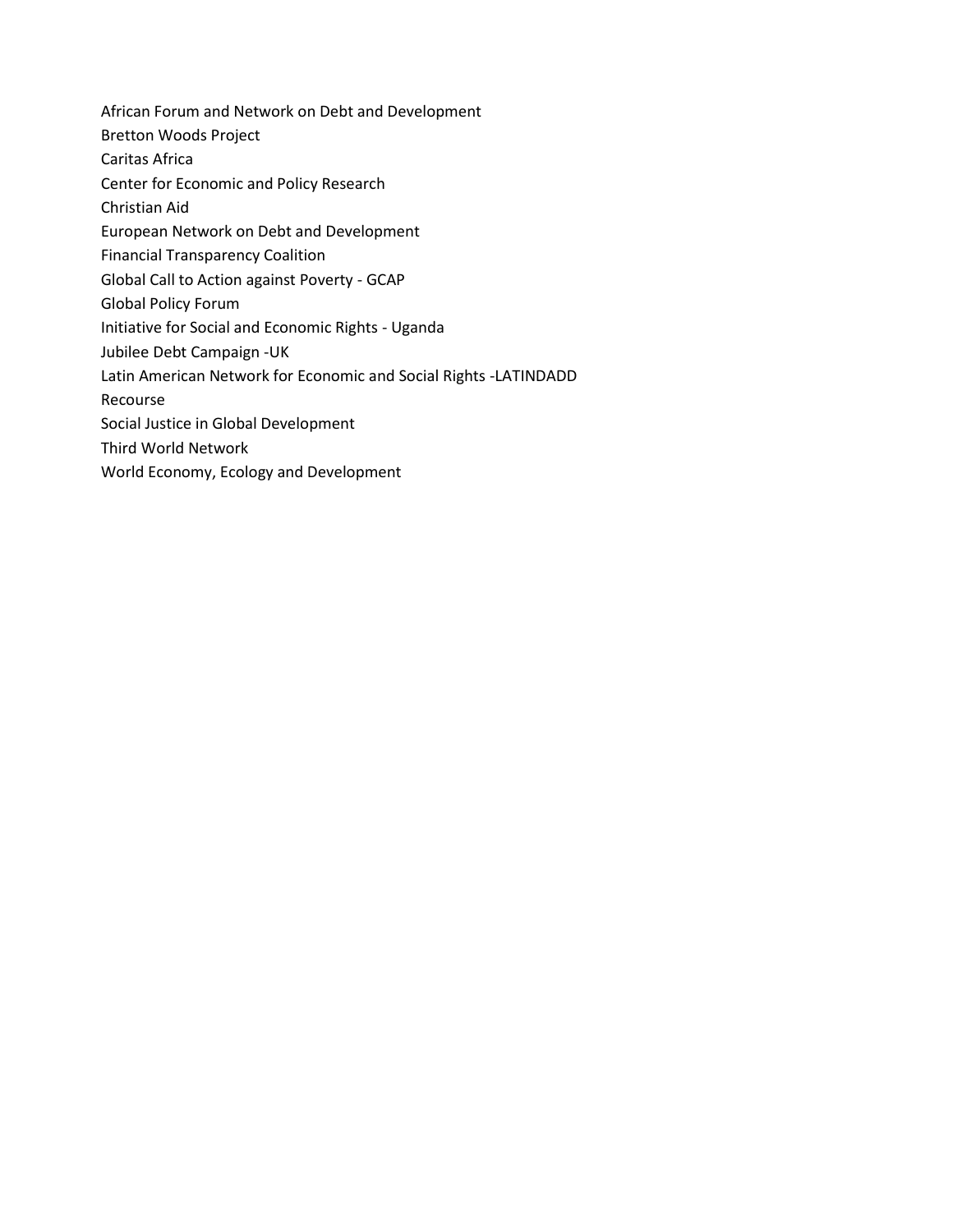African Forum and Network on Debt and Development
Bretton Woods Project
Caritas Africa
Center for Economic and Policy Research
Christian Aid
European Network on Debt and Development
Financial Transparency Coalition
Global Call to Action against Poverty - GCAP
Global Policy Forum
Initiative for Social and Economic Rights - Uganda
Jubilee Debt Campaign -UK
Latin American Network for Economic and Social Rights -LATINDADD
Recourse
Social Justice in Global Development
Third World Network
World Economy, Ecology and Development